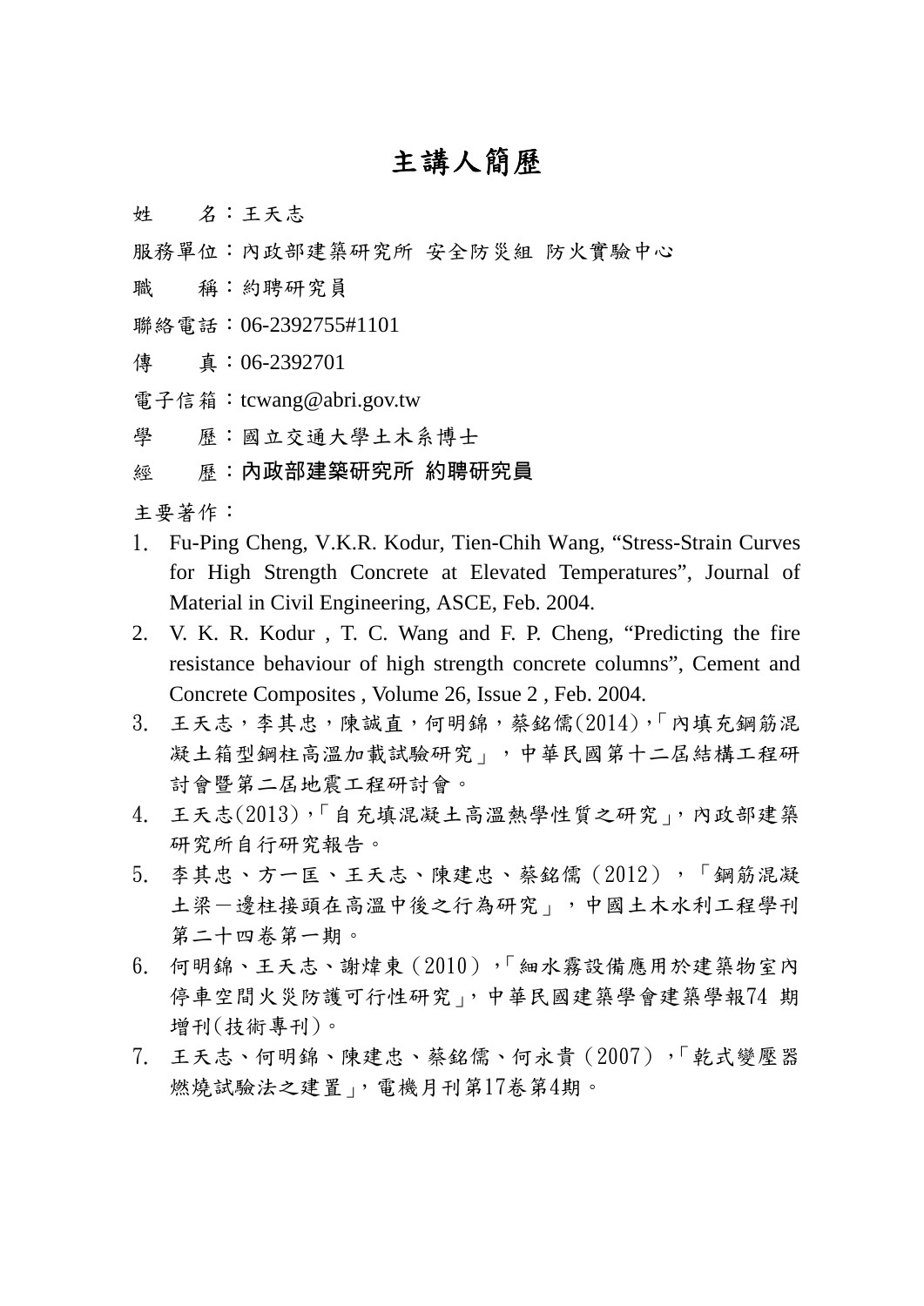# 主講人簡歷

姓　　名：王天志

服務單位：內政部建築研究所 安全防災組 防火實驗中心

職　　稱：約聘研究員

聯絡電話：06-2392755#1101

傳　　真：06-2392701

電子信箱：tcwang@abri.gov.tw

學　　歷：國立交通大學土木系博士

經　　歷：**內政部建築研究所 約聘研究員**

主要著作：

1. Fu-Ping Cheng, V.K.R. Kodur, Tien-Chih Wang, "Stress-Strain Curves for High Strength Concrete at Elevated Temperatures", Journal of Material in Civil Engineering, ASCE, Feb. 2004.
2. V. K. R. Kodur , T. C. Wang and F. P. Cheng, "Predicting the fire resistance behaviour of high strength concrete columns", Cement and Concrete Composites , Volume 26, Issue 2 , Feb. 2004.
3. 王天志，李其忠，陳誠直，何明錦，蔡銘儒(2014)，「內填充鋼筋混凝土箱型鋼柱高溫加載試驗研究」，中華民國第十二屆結構工程研討會暨第二屆地震工程研討會。
4. 王天志(2013)，「自充填混凝土高溫熱學性質之研究」，內政部建築研究所自行研究報告。
5. 李其忠、方一匡、王天志、陳建忠、蔡銘儒（2012），「鋼筋混凝土梁－邊柱接頭在高溫中後之行為研究」，中國土木水利工程學刊第二十四卷第一期。
6. 何明錦、王天志、謝煒東（2010），「細水霧設備應用於建築物室內停車空間火災防護可行性研究」，中華民國建築學會建築學報74 期增刊(技術專刊)。
7. 王天志、何明錦、陳建忠、蔡銘儒、何永貴（2007），「乾式變壓器燃燒試驗法之建置」，電機月刊第17卷第4期。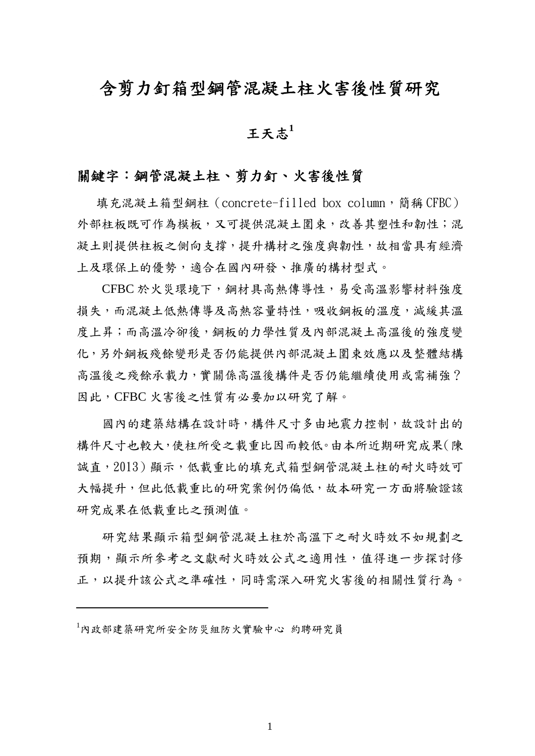# 含剪力釘箱型鋼管混凝土柱火害後性質研究

## 王天志[1]

**關鍵字：鋼管混凝土柱、剪力釘、火害後性質**

填充混凝土箱型鋼柱（concrete-filled box column，簡稱 CFBC）外部柱板既可作為模板，又可提供混凝土圍束，改善其塑性和韌性；混凝土則提供柱板之側向支撐，提升構材之強度與韌性，故相當具有經濟上及環保上的優勢，適合在國內研發、推廣的構材型式。

CFBC 於火災環境下，鋼材具高熱傳導性，易受高溫影響材料強度損失，而混凝土低熱傳導及高熱容量特性，吸收鋼板的溫度，減緩其溫度上昇；而高溫冷卻後，鋼板的力學性質及內部混凝土高溫後的強度變化，另外鋼板殘餘變形是否仍能提供內部混凝土圍束效應以及整體結構高溫後之殘餘承載力，實關係高溫後構件是否仍能繼續使用或需補強？因此，CFBC 火害後之性質有必要加以研究了解。

國內的建築結構在設計時，構件尺寸多由地震力控制，故設計出的構件尺寸也較大，使柱所受之載重比因而較低。由本所近期研究成果(陳誠直，2013)顯示，低載重比的填充式箱型鋼管混凝土柱的耐火時效可大幅提升，但此低載重比的研究案例仍偏低，故本研究一方面將驗證該研究成果在低載重比之預測值。

研究結果顯示箱型鋼管混凝土柱於高溫下之耐火時效不如規劃之預期，顯示所參考之文獻耐火時效公式之適用性，值得進一步探討修正，以提升該公式之準確性，同時需深入研究火害後的相關性質行為。

---

[1]內政部建築研究所安全防災組防火實驗中心 約聘研究員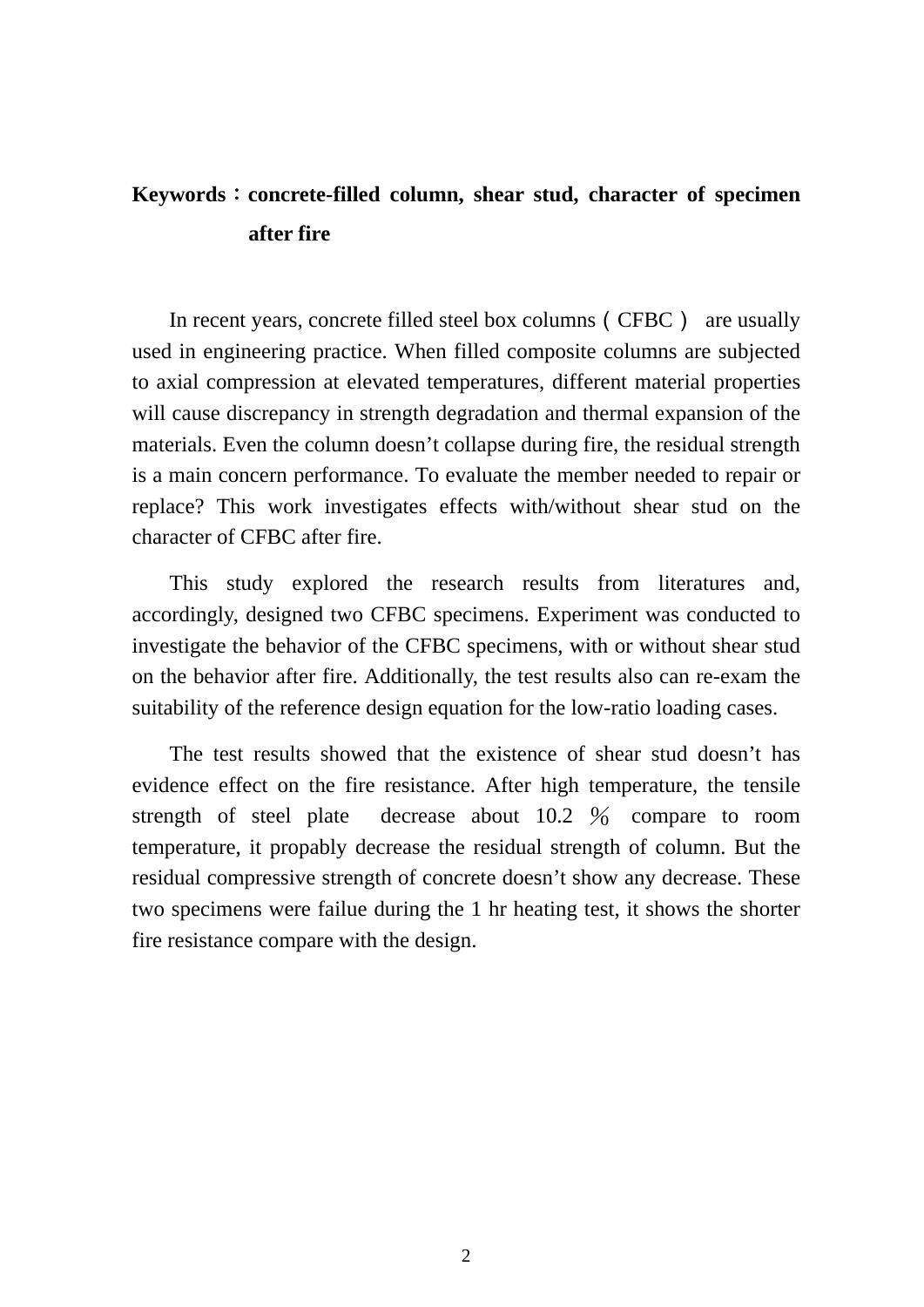**Keywords：concrete-filled column, shear stud, character of specimen after fire**

In recent years, concrete filled steel box columns（CFBC） are usually used in engineering practice. When filled composite columns are subjected to axial compression at elevated temperatures, different material properties will cause discrepancy in strength degradation and thermal expansion of the materials. Even the column doesn't collapse during fire, the residual strength is a main concern performance. To evaluate the member needed to repair or replace? This work investigates effects with/without shear stud on the character of CFBC after fire.

This study explored the research results from literatures and, accordingly, designed two CFBC specimens. Experiment was conducted to investigate the behavior of the CFBC specimens, with or without shear stud on the behavior after fire. Additionally, the test results also can re-exam the suitability of the reference design equation for the low-ratio loading cases.

The test results showed that the existence of shear stud doesn't has evidence effect on the fire resistance. After high temperature, the tensile strength of steel plate decrease about 10.2 ％ compare to room temperature, it propably decrease the residual strength of column. But the residual compressive strength of concrete doesn't show any decrease. These two specimens were failue during the 1 hr heating test, it shows the shorter fire resistance compare with the design.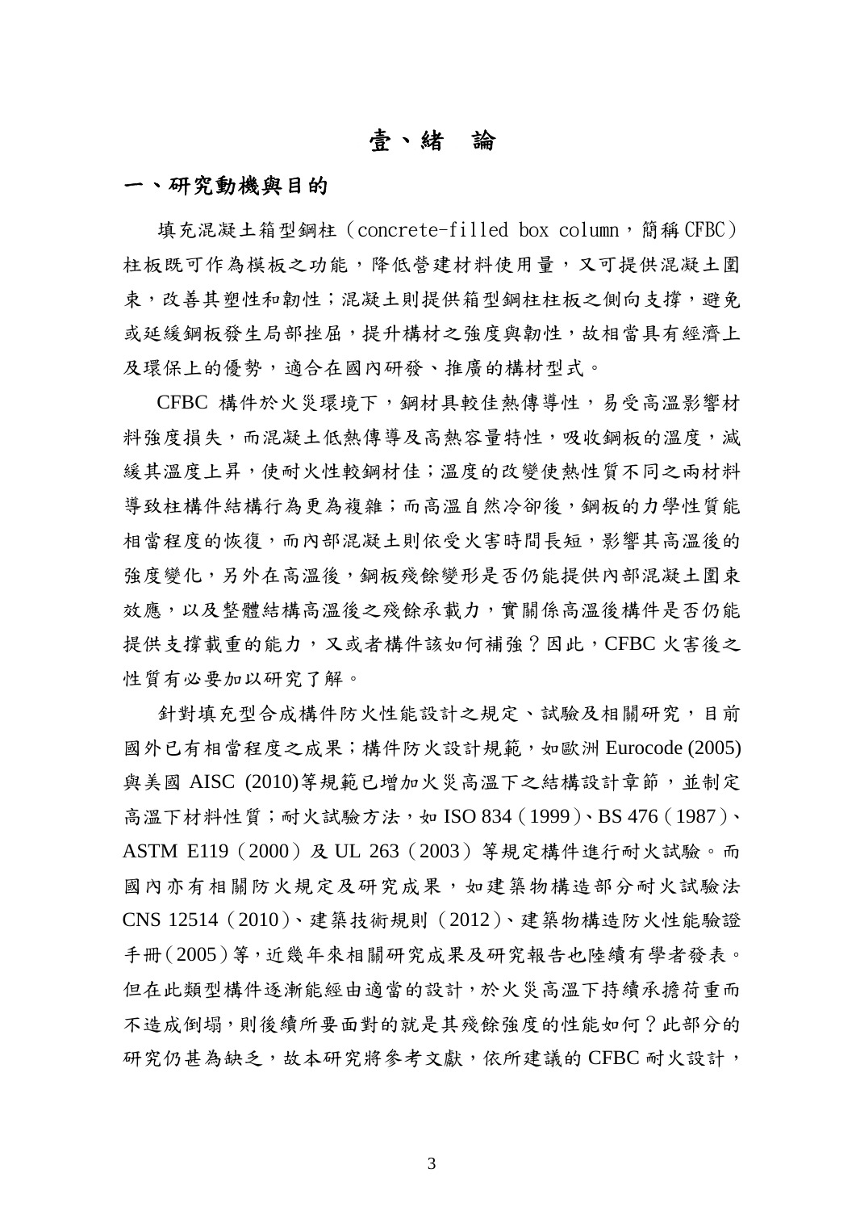# 壹、緒　論

## 一、研究動機與目的

填充混凝土箱型鋼柱（concrete-filled box column，簡稱 CFBC）柱板既可作為模板之功能，降低營建材料使用量，又可提供混凝土圍束，改善其塑性和韌性；混凝土則提供箱型鋼柱柱板之側向支撐，避免或延緩鋼板發生局部挫屈，提升構材之強度與韌性，故相當具有經濟上及環保上的優勢，適合在國內研發、推廣的構材型式。

CFBC 構件於火災環境下，鋼材具較佳熱傳導性，易受高溫影響材料強度損失，而混凝土低熱傳導及高熱容量特性，吸收鋼板的溫度，減緩其溫度上昇，使耐火性較鋼材佳；溫度的改變使熱性質不同之兩材料導致柱構件結構行為更為複雜；而高溫自然冷卻後，鋼板的力學性質能相當程度的恢復，而內部混凝土則依受火害時間長短，影響其高溫後的強度變化，另外在高溫後，鋼板殘餘變形是否仍能提供內部混凝土圍束效應，以及整體結構高溫後之殘餘承載力，實關係高溫後構件是否仍能提供支撐載重的能力，又或者構件該如何補強？因此，CFBC 火害後之性質有必要加以研究了解。

針對填充型合成構件防火性能設計之規定、試驗及相關研究，目前國外已有相當程度之成果；構件防火設計規範，如歐洲 Eurocode (2005)與美國 AISC (2010)等規範已增加火災高溫下之結構設計章節，並制定高溫下材料性質；耐火試驗方法，如 ISO 834（1999）、BS 476（1987）、ASTM E119（2000）及 UL 263（2003）等規定構件進行耐火試驗。而國內亦有相關防火規定及研究成果，如建築物構造部分耐火試驗法 CNS 12514（2010）、建築技術規則（2012）、建築物構造防火性能驗證手冊（2005）等，近幾年來相關研究成果及研究報告也陸續有學者發表。但在此類型構件逐漸能經由適當的設計，於火災高溫下持續承擔荷重而不造成倒塌，則後續所要面對的就是其殘餘強度的性能如何？此部分的研究仍甚為缺乏，故本研究將參考文獻，依所建議的 CFBC 耐火設計，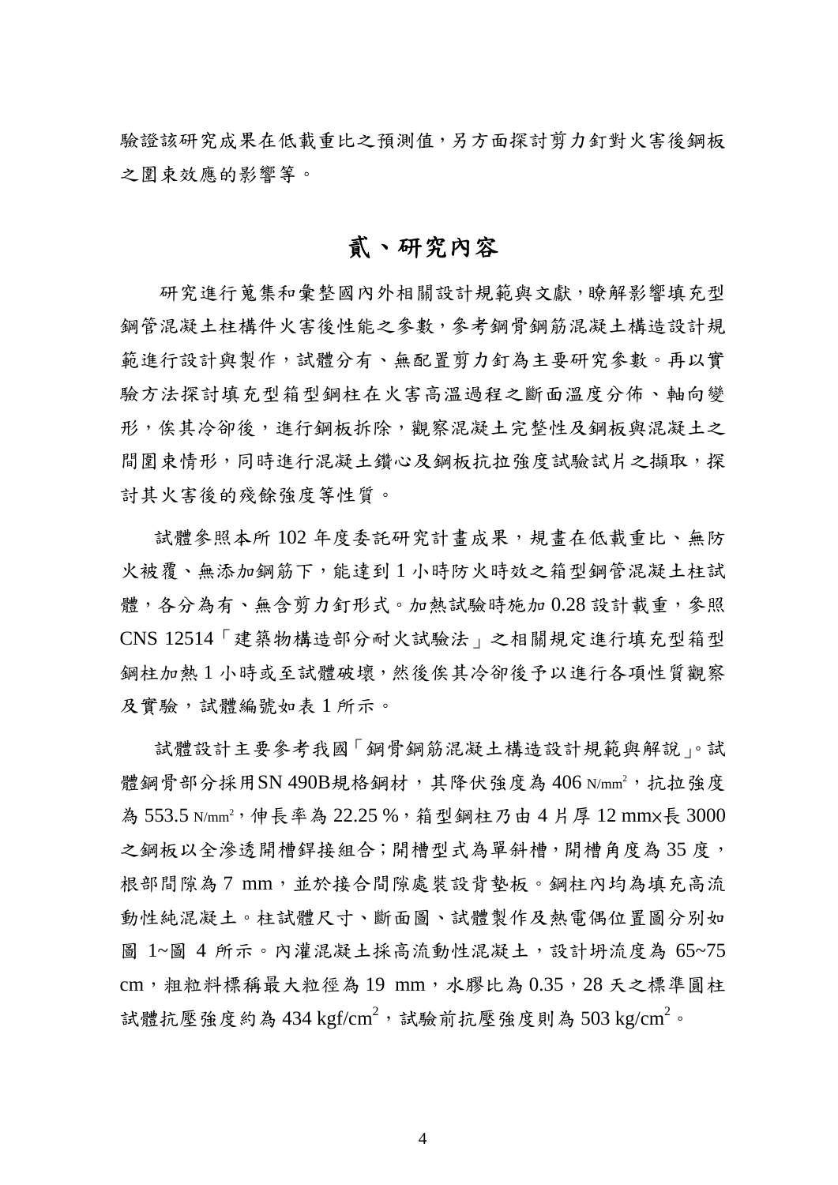驗證該研究成果在低載重比之預測值，另方面探討剪力釘對火害後鋼板之圍束效應的影響等。

# 貳、研究內容

研究進行蒐集和彙整國內外相關設計規範與文獻，瞭解影響填充型鋼管混凝土柱構件火害後性能之參數，參考鋼骨鋼筋混凝土構造設計規範進行設計與製作，試體分有、無配置剪力釘為主要研究參數。再以實驗方法探討填充型箱型鋼柱在火害高溫過程之斷面溫度分佈、軸向變形，俟其冷卻後，進行鋼板拆除，觀察混凝土完整性及鋼板與混凝土之間圍束情形，同時進行混凝土鑽心及鋼板抗拉強度試驗試片之擷取，探討其火害後的殘餘強度等性質。

試體參照本所 102 年度委託研究計畫成果，規畫在低載重比、無防火被覆、無添加鋼筋下，能達到 1 小時防火時效之箱型鋼管混凝土柱試體，各分為有、無含剪力釘形式。加熱試驗時施加 0.28 設計載重，參照 CNS 12514「建築物構造部分耐火試驗法」之相關規定進行填充型箱型鋼柱加熱 1 小時或至試體破壞，然後俟其冷卻後予以進行各項性質觀察及實驗，試體編號如表 1 所示。

試體設計主要參考我國「鋼骨鋼筋混凝土構造設計規範與解說」。試體鋼骨部分採用SN 490B規格鋼材，其降伏強度為 406 N/mm$^2$，抗拉強度為 553.5 N/mm$^2$，伸長率為 22.25 %，箱型鋼柱乃由 4 片厚 12 mm×長 3000 之鋼板以全滲透開槽銲接組合；開槽型式為單斜槽，開槽角度為 35 度，根部間隙為 7 mm，並於接合間隙處裝設背墊板。鋼柱內均為填充高流動性純混凝土。柱試體尺寸、斷面圖、試體製作及熱電偶位置圖分別如圖 1~圖 4 所示。內灌混凝土採高流動性混凝土，設計坍流度為 65~75 cm，粗粒料標稱最大粒徑為 19 mm，水膠比為 0.35，28 天之標準圓柱試體抗壓強度約為 434 kgf/cm$^2$，試驗前抗壓強度則為 503 kg/cm$^2$。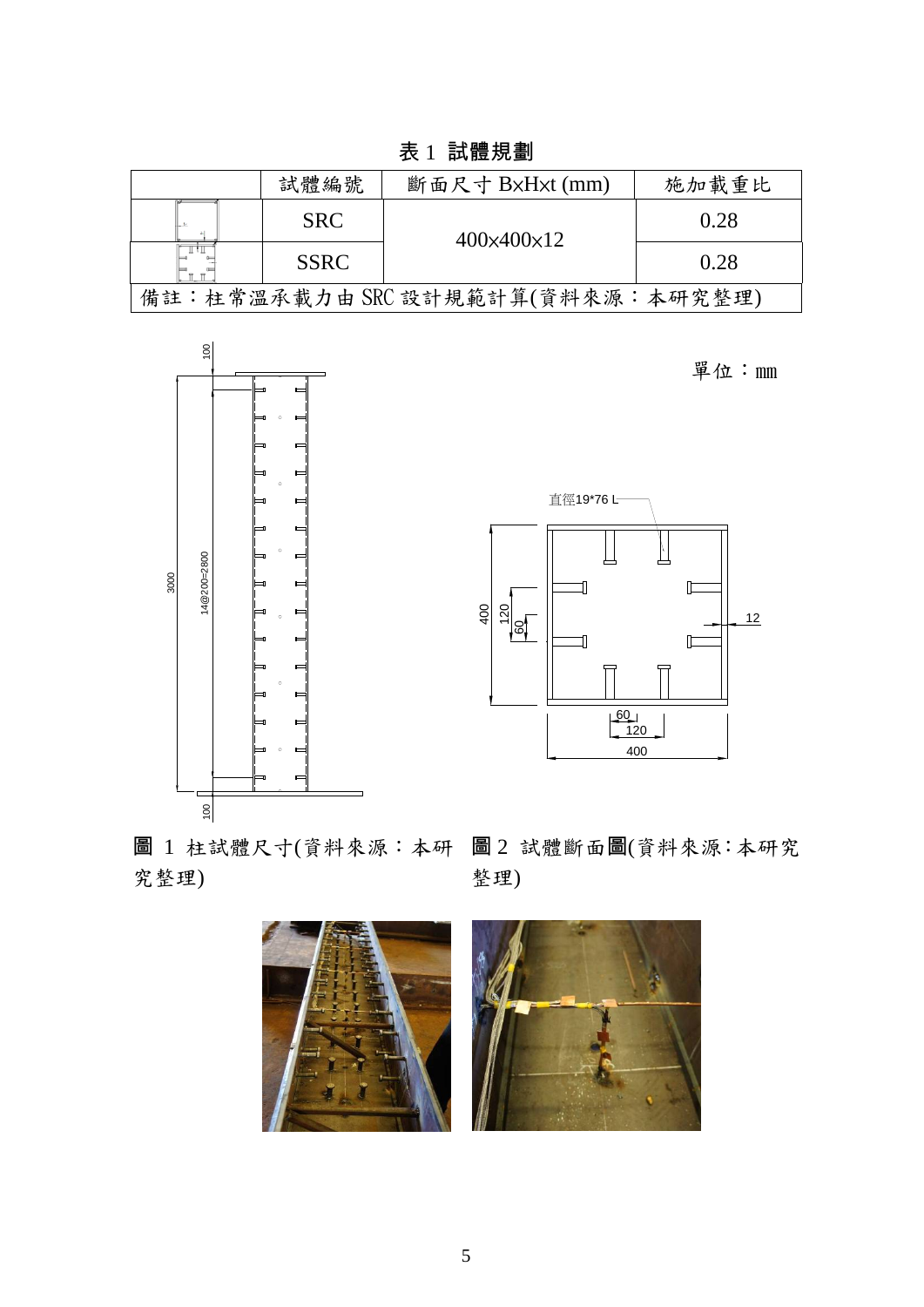**表 1 試體規劃**

| | 試體編號 | 斷面尺寸 B×H×t (mm) | 施加載重比 |
|---|---|---|---|
| | SRC | 400×400×12 | 0.28 |
| | SSRC | | 0.28 |
| 備註：柱常溫承載力由 SRC 設計規範計算(資料來源：本研究整理) | | | |

單位：mm

直徑19*76 L

圖 1 柱試體尺寸(資料來源：本研究整理)

圖 2 試體斷面圖(資料來源：本研究整理)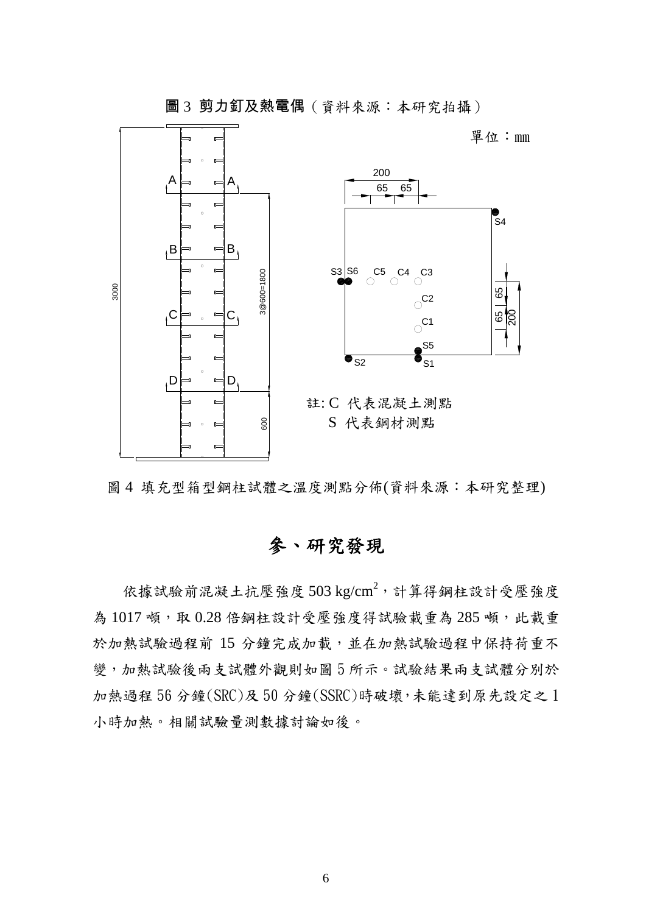**圖 3 剪力釘及熱電偶**（資料來源：本研究拍攝）

單位：mm

註: C 代表混凝土測點
S 代表鋼材測點

圖 4 填充型箱型鋼柱試體之溫度測點分佈(資料來源：本研究整理)

# 參、研究發現

依據試驗前混凝土抗壓強度 503 kg/cm$^2$，計算得鋼柱設計受壓強度為 1017 噸，取 0.28 倍鋼柱設計受壓強度得試驗載重為 285 噸，此載重於加熱試驗過程前 15 分鐘完成加載，並在加熱試驗過程中保持荷重不變，加熱試驗後兩支試體外觀則如圖 5 所示。試驗結果兩支試體分別於加熱過程 56 分鐘(SRC)及 50 分鐘(SSRC)時破壞，未能達到原先設定之 1 小時加熱。相關試驗量測數據討論如後。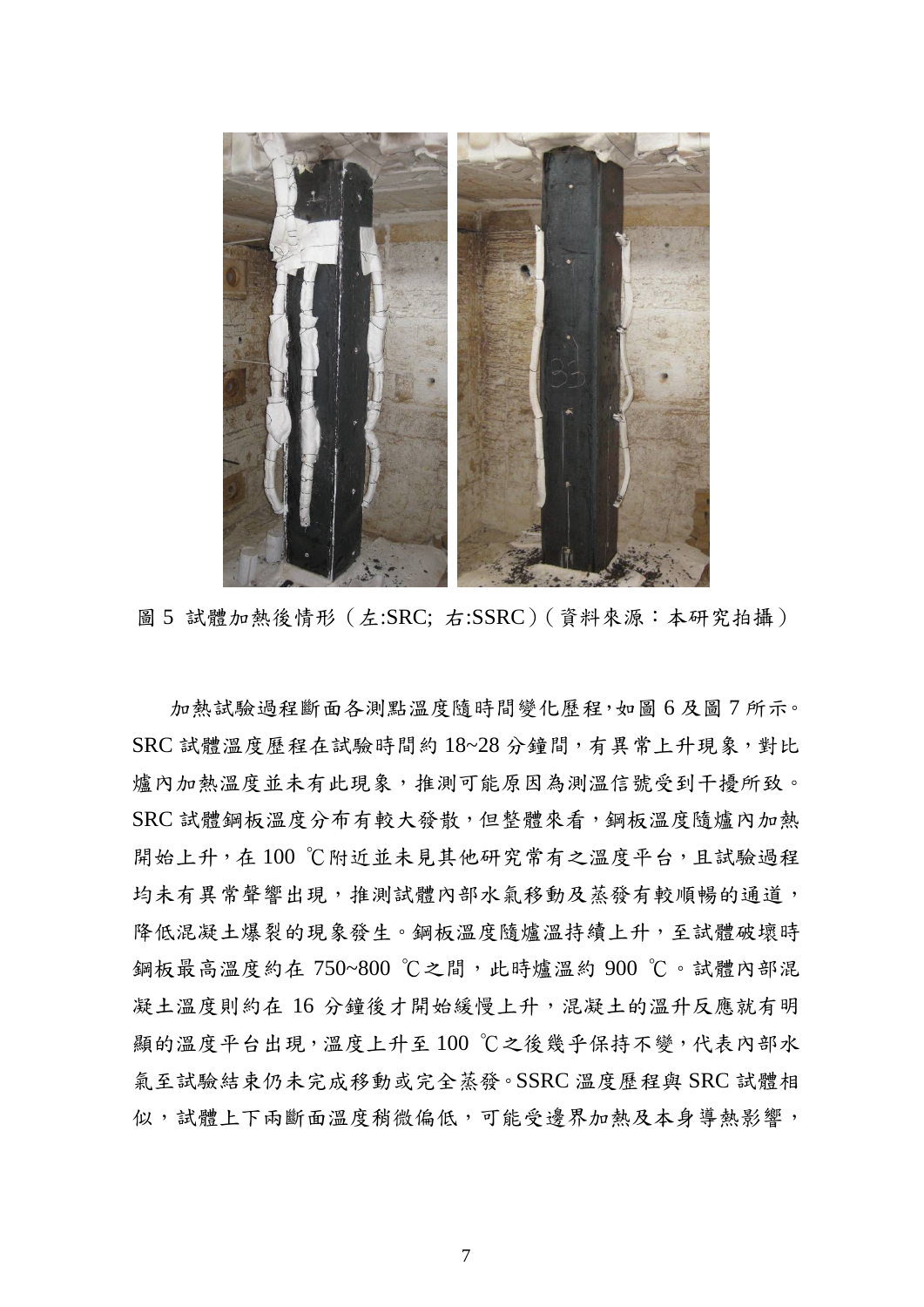圖 5 試體加熱後情形（左:SRC; 右:SSRC）（資料來源：本研究拍攝）

加熱試驗過程斷面各測點溫度隨時間變化歷程，如圖 6 及圖 7 所示。SRC 試體溫度歷程在試驗時間約 18~28 分鐘間，有異常上升現象，對比爐內加熱溫度並未有此現象，推測可能原因為測溫信號受到干擾所致。SRC 試體鋼板溫度分布有較大發散，但整體來看，鋼板溫度隨爐內加熱開始上升，在 100 ℃附近並未見其他研究常有之溫度平台，且試驗過程均未有異常聲響出現，推測試體內部水氣移動及蒸發有較順暢的通道，降低混凝土爆裂的現象發生。鋼板溫度隨爐溫持續上升，至試體破壞時鋼板最高溫度約在 750~800 ℃之間，此時爐溫約 900 ℃。試體內部混凝土溫度則約在 16 分鐘後才開始緩慢上升，混凝土的溫升反應就有明顯的溫度平台出現，溫度上升至 100 ℃之後幾乎保持不變，代表內部水氣至試驗結束仍未完成移動或完全蒸發。SSRC 溫度歷程與 SRC 試體相似，試體上下兩斷面溫度稍微偏低，可能受邊界加熱及本身導熱影響，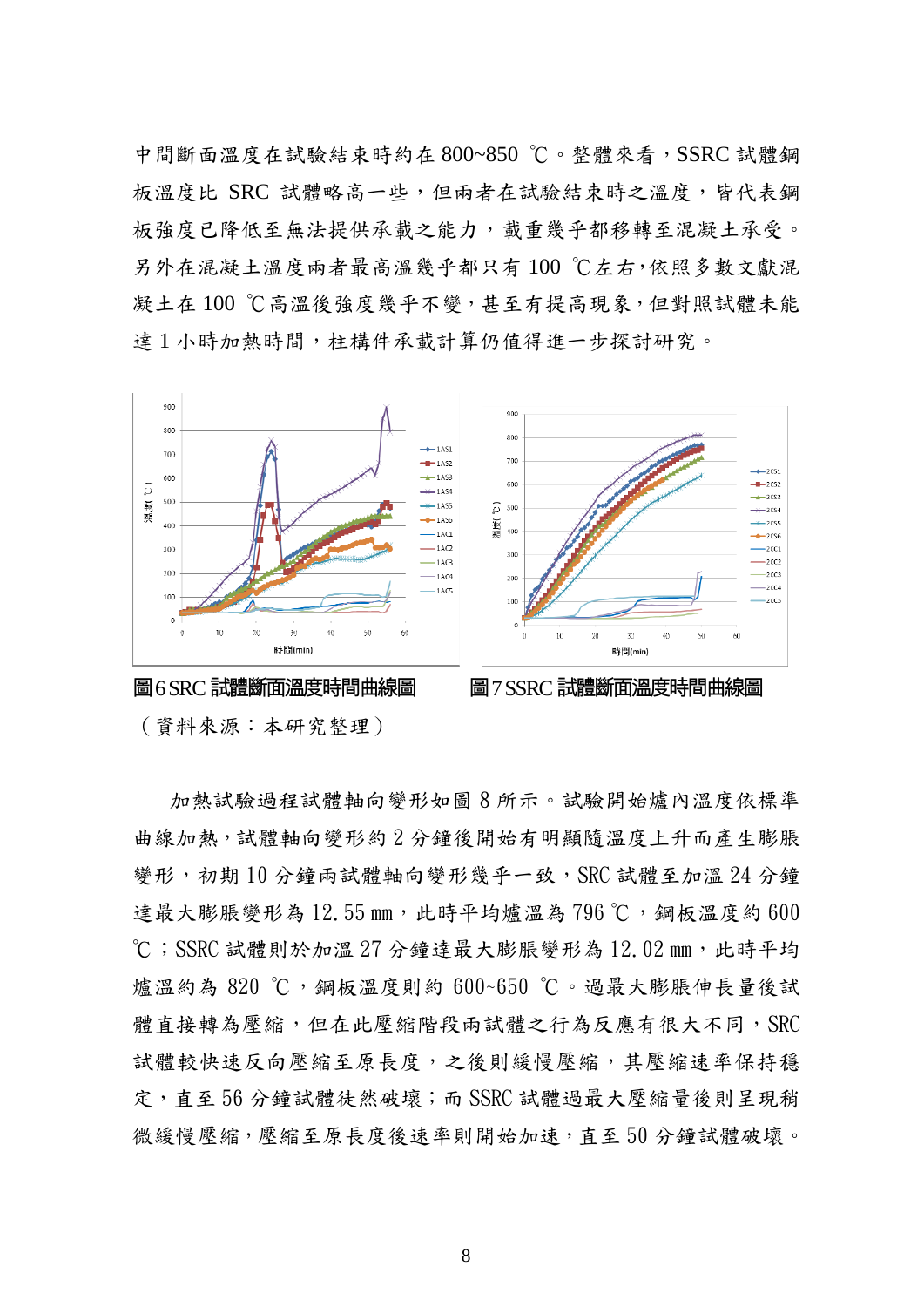中間斷面溫度在試驗結束時約在 800~850 ℃。整體來看，SSRC 試體鋼板溫度比 SRC 試體略高一些，但兩者在試驗結束時之溫度，皆代表鋼板強度已降低至無法提供承載之能力，載重幾乎都移轉至混凝土承受。另外在混凝土溫度兩者最高溫幾乎都只有 100 ℃左右，依照多數文獻混凝土在 100 ℃高溫後強度幾乎不變，甚至有提高現象，但對照試體未能達 1 小時加熱時間，柱構件承載計算仍值得進一步探討研究。

圖 6 SRC 試體斷面溫度時間曲線圖　　圖 7 SSRC 試體斷面溫度時間曲線圖

（資料來源：本研究整理）

加熱試驗過程試體軸向變形如圖 8 所示。試驗開始爐內溫度依標準曲線加熱，試體軸向變形約 2 分鐘後開始有明顯隨溫度上升而產生膨脹變形，初期 10 分鐘兩試體軸向變形幾乎一致，SRC 試體至加溫 24 分鐘達最大膨脹變形為 12.55 mm，此時平均爐溫為 796 ℃，鋼板溫度約 600 ℃；SSRC 試體則於加溫 27 分鐘達最大膨脹變形為 12.02 mm，此時平均爐溫約為 820 ℃，鋼板溫度則約 600~650 ℃。過最大膨脹伸長量後試體直接轉為壓縮，但在此壓縮階段兩試體之行為反應有很大不同，SRC 試體較快速反向壓縮至原長度，之後則緩慢壓縮，其壓縮速率保持穩定，直至 56 分鐘試體徒然破壞；而 SSRC 試體過最大壓縮量後則呈現稍微緩慢壓縮，壓縮至原長度後速率則開始加速，直至 50 分鐘試體破壞。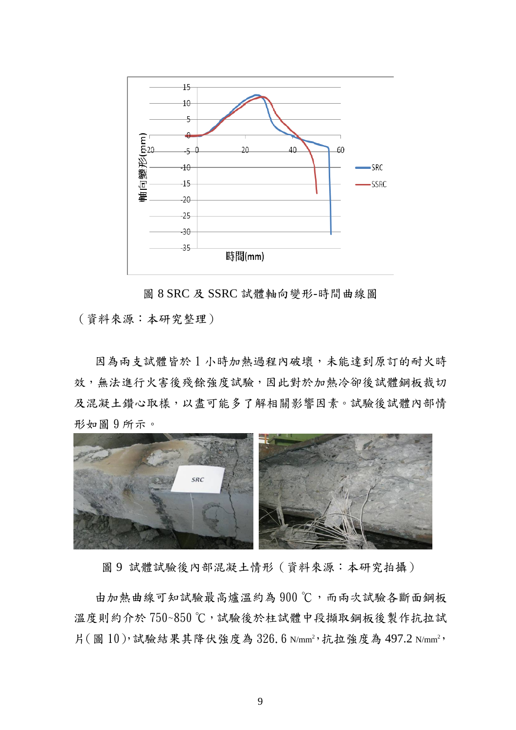圖 8 SRC 及 SSRC 試體軸向變形-時間曲線圖

（資料來源：本研究整理）

因為兩支試體皆於 1 小時加熱過程內破壞，未能達到原訂的耐火時效，無法進行火害後殘餘強度試驗，因此對於加熱冷卻後試體鋼板裁切及混凝土鑽心取樣，以盡可能多了解相關影響因素。試驗後試體內部情形如圖 9 所示。

圖 9 試體試驗後內部混凝土情形（資料來源：本研究拍攝）

由加熱曲線可知試驗最高爐溫約為 900 ℃，而兩次試驗各斷面鋼板溫度則約介於 750~850 ℃，試驗後於柱試體中段擷取鋼板後製作抗拉試片(圖 10)，試驗結果其降伏強度為 326.6 $N/mm^2$，抗拉強度為 497.2 $N/mm^2$，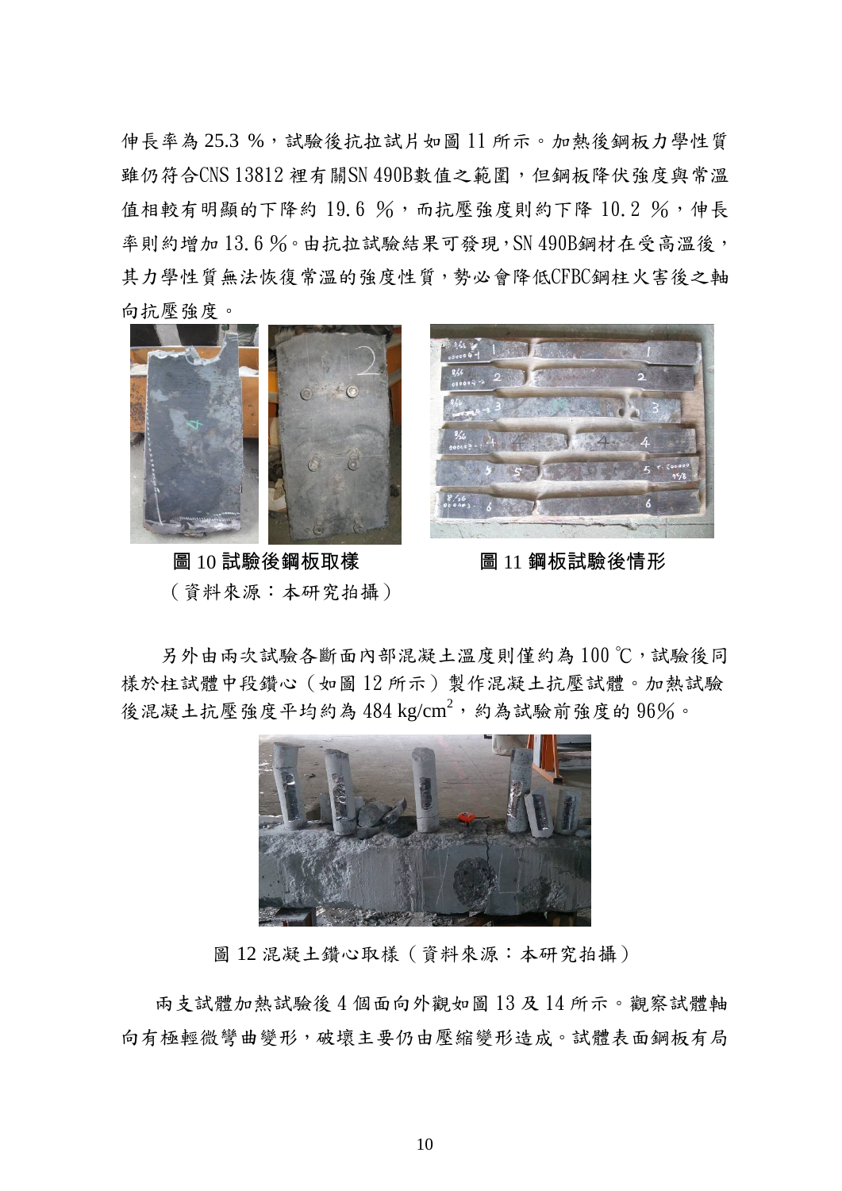伸長率為 25.3 %，試驗後抗拉試片如圖 11 所示。加熱後鋼板力學性質雖仍符合CNS 13812 裡有關SN 490B數值之範圍，但鋼板降伏強度與常溫值相較有明顯的下降約 19.6 %，而抗壓強度則約下降 10.2 %，伸長率則約增加 13.6 %。由抗拉試驗結果可發現，SN 490B鋼材在受高溫後，其力學性質無法恢復常溫的強度性質，勢必會降低CFBC鋼柱火害後之軸向抗壓強度。

**圖 10 試驗後鋼板取樣**　　　　**圖 11 鋼板試驗後情形**

（資料來源：本研究拍攝）

另外由兩次試驗各斷面內部混凝土溫度則僅約為 100 ℃，試驗後同樣於柱試體中段鑽心（如圖 12 所示）製作混凝土抗壓試體。加熱試驗後混凝土抗壓強度平均約為 484 kg/cm$^2$，約為試驗前強度的 96%。

圖 12 混凝土鑽心取樣（資料來源：本研究拍攝）

兩支試體加熱試驗後 4 個面向外觀如圖 13 及 14 所示。觀察試體軸向有極輕微彎曲變形，破壞主要仍由壓縮變形造成。試體表面鋼板有局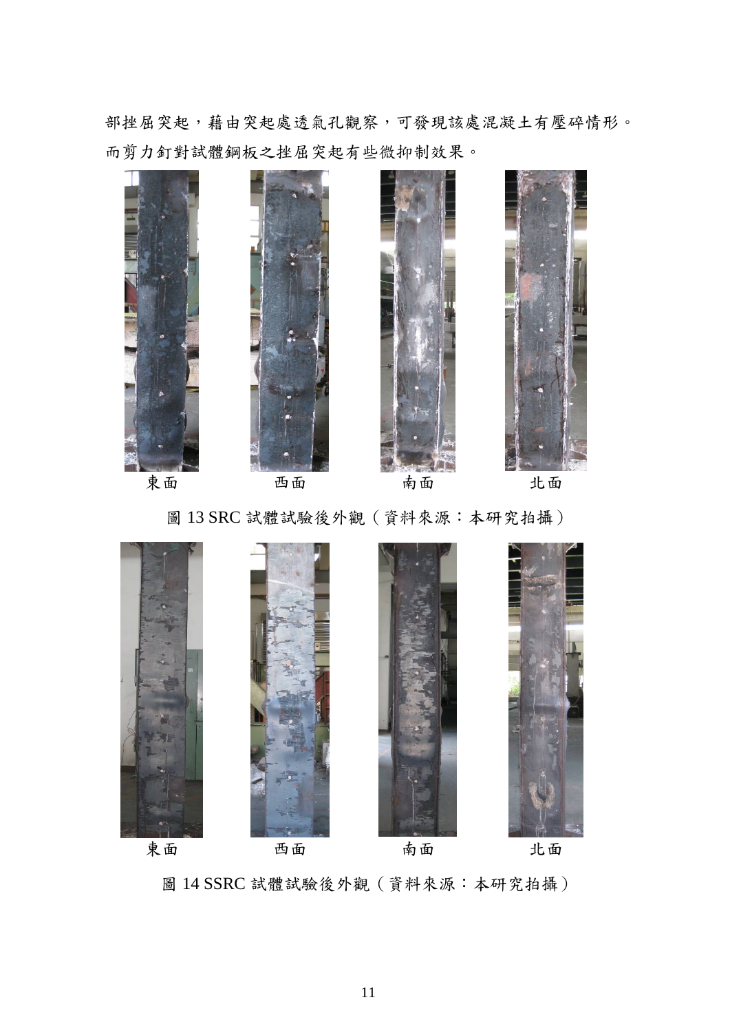部挫屈突起，藉由突起處透氣孔觀察，可發現該處混凝土有壓碎情形。而剪力釘對試體鋼板之挫屈突起有些微抑制效果。

東面　　　西面　　　南面　　　北面

圖 13 SRC 試體試驗後外觀（資料來源：本研究拍攝）

東面　　　西面　　　南面　　　北面

圖 14 SSRC 試體試驗後外觀（資料來源：本研究拍攝）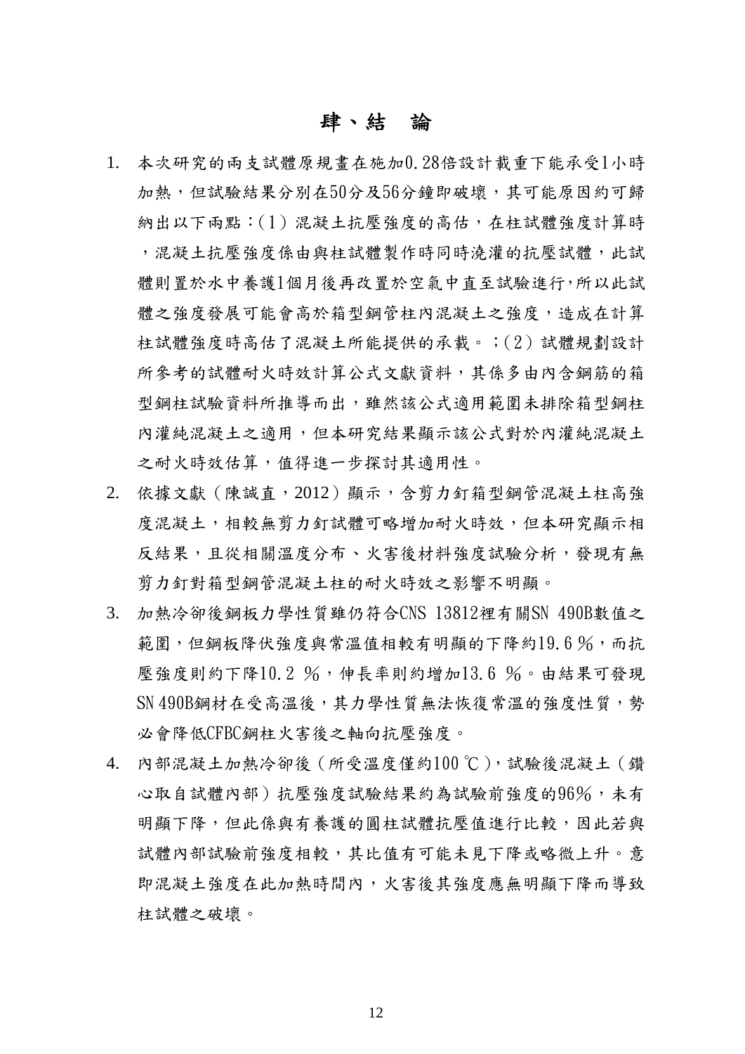# 肆、結　論

1. 本次研究的兩支試體原規畫在施加0.28倍設計載重下能承受1小時加熱，但試驗結果分別在50分及56分鐘即破壞，其可能原因約可歸納出以下兩點：(1) 混凝土抗壓強度的高估，在柱試體強度計算時，混凝土抗壓強度係由與柱試體製作時同時澆灌的抗壓試體，此試體則置於水中養護1個月後再改置於空氣中直至試驗進行,所以此試體之強度發展可能會高於箱型鋼管柱內混凝土之強度，造成在計算柱試體強度時高估了混凝土所能提供的承載。；(2) 試體規劃設計所參考的試體耐火時效計算公式文獻資料，其係多由內含鋼筋的箱型鋼柱試驗資料所推導而出，雖然該公式適用範圍未排除箱型鋼柱內灌純混凝土之適用，但本研究結果顯示該公式對於內灌純混凝土之耐火時效估算，值得進一步探討其適用性。
2. 依據文獻（陳誠直，2012）顯示，含剪力釘箱型鋼管混凝土柱高強度混凝土，相較無剪力釘試體可略增加耐火時效，但本研究顯示相反結果，且從相關溫度分布、火害後材料強度試驗分析，發現有無剪力釘對箱型鋼管混凝土柱的耐火時效之影響不明顯。
3. 加熱冷卻後鋼板力學性質雖仍符合CNS 13812裡有關SN 490B數值之範圍，但鋼板降伏強度與常溫值相較有明顯的下降約19.6％，而抗壓強度則約下降10.2 ％，伸長率則約增加13.6 ％。由結果可發現SN 490B鋼材在受高溫後，其力學性質無法恢復常溫的強度性質，勢必會降低CFBC鋼柱火害後之軸向抗壓強度。
4. 內部混凝土加熱冷卻後（所受溫度僅約100 ℃），試驗後混凝土（鑽心取自試體內部）抗壓強度試驗結果約為試驗前強度的96%，未有明顯下降，但此係與有養護的圓柱試體抗壓值進行比較，因此若與試體內部試驗前強度相較，其比值有可能未見下降或略微上升。意即混凝土強度在此加熱時間內，火害後其強度應無明顯下降而導致柱試體之破壞。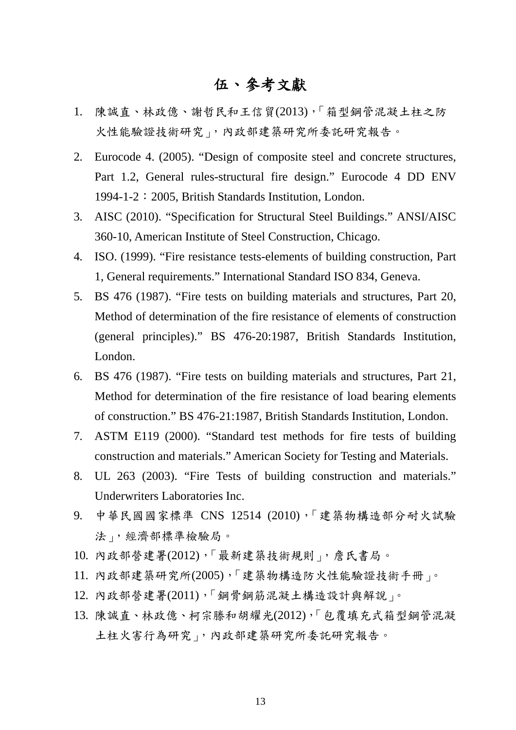# 伍、參考文獻

1. 陳誠直、林政億、謝哲民和王信貿(2013)，「箱型鋼管混凝土柱之防火性能驗證技術研究」，內政部建築研究所委託研究報告。
2. Eurocode 4. (2005). “Design of composite steel and concrete structures, Part 1.2, General rules-structural fire design.” Eurocode 4 DD ENV 1994-1-2：2005, British Standards Institution, London.
3. AISC (2010). “Specification for Structural Steel Buildings.” ANSI/AISC 360-10, American Institute of Steel Construction, Chicago.
4. ISO. (1999). “Fire resistance tests-elements of building construction, Part 1, General requirements.” International Standard ISO 834, Geneva.
5. BS 476 (1987). “Fire tests on building materials and structures, Part 20, Method of determination of the fire resistance of elements of construction (general principles).” BS 476-20:1987, British Standards Institution, London.
6. BS 476 (1987). “Fire tests on building materials and structures, Part 21, Method for determination of the fire resistance of load bearing elements of construction.” BS 476-21:1987, British Standards Institution, London.
7. ASTM E119 (2000). “Standard test methods for fire tests of building construction and materials.” American Society for Testing and Materials.
8. UL 263 (2003). “Fire Tests of building construction and materials.” Underwriters Laboratories Inc.
9. 中華民國國家標準 CNS 12514 (2010)，「建築物構造部分耐火試驗法」，經濟部標準檢驗局。
10. 內政部營建署(2012)，「最新建築技術規則」，詹氏書局。
11. 內政部建築研究所(2005)，「建築物構造防火性能驗證技術手冊」。
12. 內政部營建署(2011)，「鋼骨鋼筋混凝土構造設計與解說」。
13. 陳誠直、林政億、柯宗滕和胡耀光(2012)，「包覆填充式箱型鋼管混凝土柱火害行為研究」，內政部建築研究所委託研究報告。